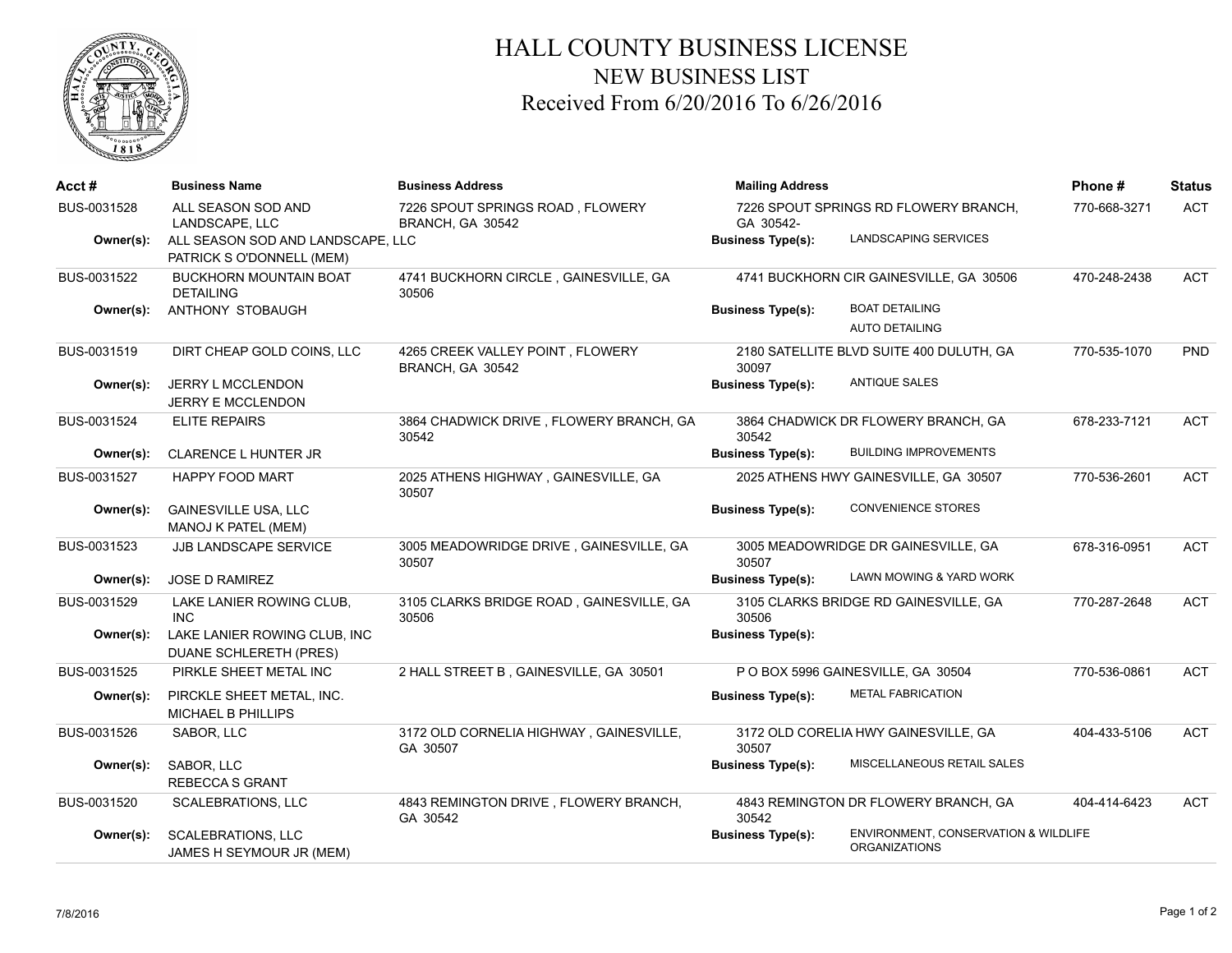# HALL COUNTY BUSINESS LICENSE
## NEW BUSINESS LIST
### Received From 6/20/2016 To 6/26/2016

| Acct # | Business Name | Business Address | Mailing Address | | Phone # | Status |
|---|---|---|---|---|---|---|
| BUS-0031528 | ALL SEASON SOD AND LANDSCAPE, LLC | 7226 SPOUT SPRINGS ROAD , FLOWERY BRANCH, GA 30542 | 7226 SPOUT SPRINGS RD FLOWERY BRANCH, GA 30542- | | 770-668-3271 | ACT |
| **Owner(s):** | ALL SEASON SOD AND LANDSCAPE, LLC<br>PATRICK S O'DONNELL (MEM) | | **Business Type(s):** | LANDSCAPING SERVICES | | |
| BUS-0031522 | BUCKHORN MOUNTAIN BOAT DETAILING | 4741 BUCKHORN CIRCLE , GAINESVILLE, GA 30506 | 4741 BUCKHORN CIR GAINESVILLE, GA 30506 | | 470-248-2438 | ACT |
| **Owner(s):** | ANTHONY STOBAUGH | | **Business Type(s):** | BOAT DETAILING<br>AUTO DETAILING | | |
| BUS-0031519 | DIRT CHEAP GOLD COINS, LLC | 4265 CREEK VALLEY POINT , FLOWERY BRANCH, GA 30542 | 2180 SATELLITE BLVD SUITE 400 DULUTH, GA 30097 | | 770-535-1070 | PND |
| **Owner(s):** | JERRY L MCCLENDON<br>JERRY E MCCLENDON | | **Business Type(s):** | ANTIQUE SALES | | |
| BUS-0031524 | ELITE REPAIRS | 3864 CHADWICK DRIVE , FLOWERY BRANCH, GA 30542 | 3864 CHADWICK DR FLOWERY BRANCH, GA 30542 | | 678-233-7121 | ACT |
| **Owner(s):** | CLARENCE L HUNTER JR | | **Business Type(s):** | BUILDING IMPROVEMENTS | | |
| BUS-0031527 | HAPPY FOOD MART | 2025 ATHENS HIGHWAY , GAINESVILLE, GA 30507 | 2025 ATHENS HWY GAINESVILLE, GA 30507 | | 770-536-2601 | ACT |
| **Owner(s):** | GAINESVILLE USA, LLC<br>MANOJ K PATEL (MEM) | | **Business Type(s):** | CONVENIENCE STORES | | |
| BUS-0031523 | JJB LANDSCAPE SERVICE | 3005 MEADOWRIDGE DRIVE , GAINESVILLE, GA 30507 | 3005 MEADOWRIDGE DR GAINESVILLE, GA 30507 | | 678-316-0951 | ACT |
| **Owner(s):** | JOSE D RAMIREZ | | **Business Type(s):** | LAWN MOWING & YARD WORK | | |
| BUS-0031529 | LAKE LANIER ROWING CLUB, INC | 3105 CLARKS BRIDGE ROAD , GAINESVILLE, GA 30506 | 3105 CLARKS BRIDGE RD GAINESVILLE, GA 30506 | | 770-287-2648 | ACT |
| **Owner(s):** | LAKE LANIER ROWING CLUB, INC<br>DUANE SCHLERETH (PRES) | | **Business Type(s):** | | | |
| BUS-0031525 | PIRKLE SHEET METAL INC | 2 HALL STREET B , GAINESVILLE, GA 30501 | P O BOX 5996 GAINESVILLE, GA 30504 | | 770-536-0861 | ACT |
| **Owner(s):** | PIRCKLE SHEET METAL, INC.<br>MICHAEL B PHILLIPS | | **Business Type(s):** | METAL FABRICATION | | |
| BUS-0031526 | SABOR, LLC | 3172 OLD CORNELIA HIGHWAY , GAINESVILLE, GA 30507 | 3172 OLD CORELIA HWY GAINESVILLE, GA 30507 | | 404-433-5106 | ACT |
| **Owner(s):** | SABOR, LLC<br>REBECCA S GRANT | | **Business Type(s):** | MISCELLANEOUS RETAIL SALES | | |
| BUS-0031520 | SCALEBRATIONS, LLC | 4843 REMINGTON DRIVE , FLOWERY BRANCH, GA 30542 | 4843 REMINGTON DR FLOWERY BRANCH, GA 30542 | | 404-414-6423 | ACT |
| **Owner(s):** | SCALEBRATIONS, LLC<br>JAMES H SEYMOUR JR (MEM) | | **Business Type(s):** | ENVIRONMENT, CONSERVATION & WILDLIFE ORGANIZATIONS | | |

7/8/2016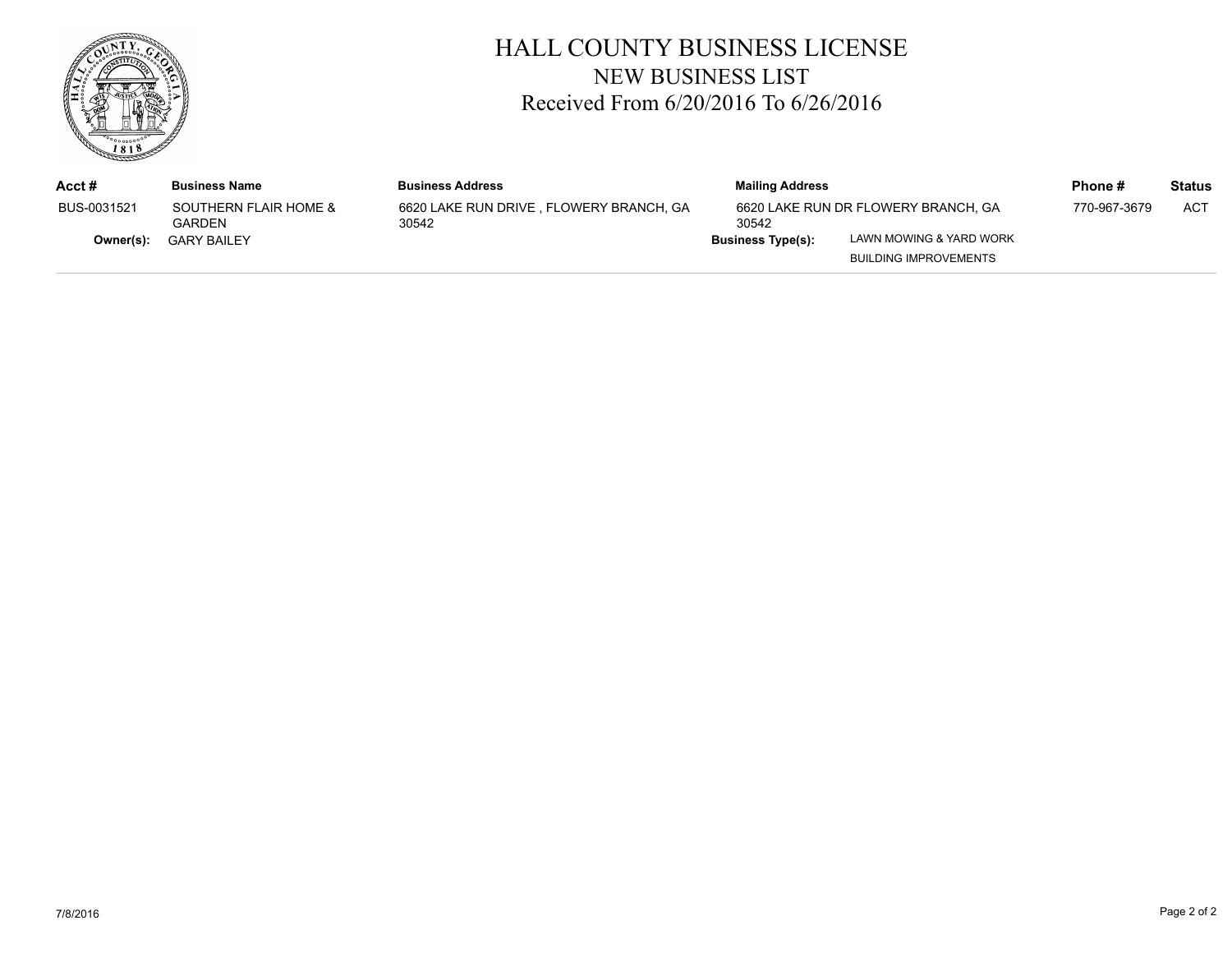# HALL COUNTY BUSINESS LICENSE

## NEW BUSINESS LIST

## Received From 6/20/2016 To 6/26/2016

| Acct # | Business Name | Business Address | Mailing Address | Phone # | Status |
|---|---|---|---|---|---|
| BUS-0031521 | SOUTHERN FLAIR HOME & GARDEN | 6620 LAKE RUN DRIVE , FLOWERY BRANCH, GA 30542 | 6620 LAKE RUN DR FLOWERY BRANCH, GA 30542 | 770-967-3679 | ACT |
| **Owner(s):** | GARY BAILEY | | **Business Type(s):** LAWN MOWING & YARD WORK<br>BUILDING IMPROVEMENTS | | |

7/8/2016